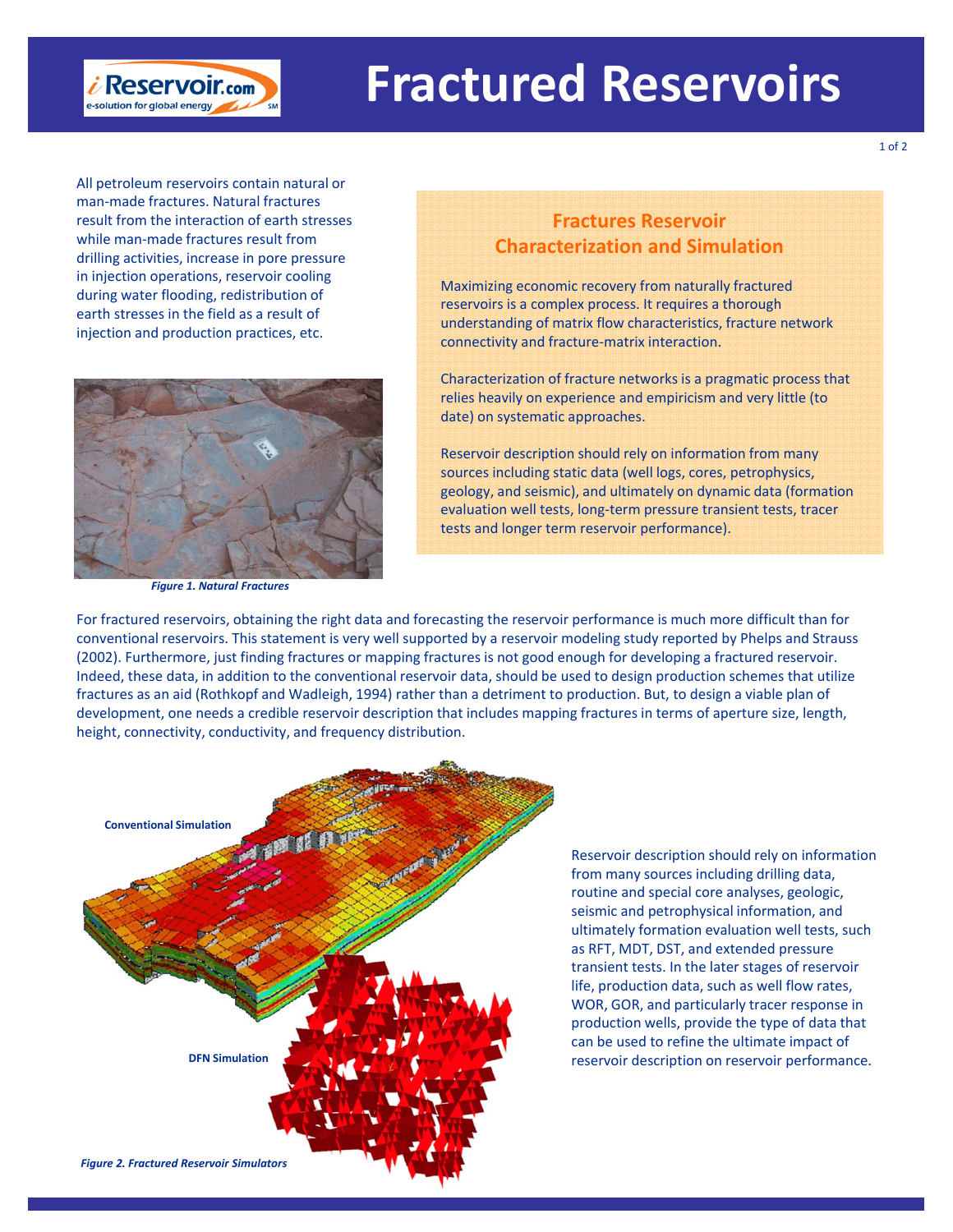# Fractured Reservoirs

All petroleum reservoirs contain natural or man-made fractures. Natural fractures result from the interaction of earth stresses while man-made fractures result from drilling activities, increase in pore pressure in injection operations, reservoir cooling during water flooding, redistribution of earth stresses in the field as a result of injection and production practices, etc.

*Figure 1. Natural Fractures*

## Fractures Reservoir Characterization and Simulation

Maximizing economic recovery from naturally fractured reservoirs is a complex process. It requires a thorough understanding of matrix flow characteristics, fracture network connectivity and fracture-matrix interaction.

Characterization of fracture networks is a pragmatic process that relies heavily on experience and empiricism and very little (to date) on systematic approaches.

Reservoir description should rely on information from many sources including static data (well logs, cores, petrophysics, geology, and seismic), and ultimately on dynamic data (formation evaluation well tests, long-term pressure transient tests, tracer tests and longer term reservoir performance).

For fractured reservoirs, obtaining the right data and forecasting the reservoir performance is much more difficult than for conventional reservoirs. This statement is very well supported by a reservoir modeling study reported by Phelps and Strauss (2002). Furthermore, just finding fractures or mapping fractures is not good enough for developing a fractured reservoir. Indeed, these data, in addition to the conventional reservoir data, should be used to design production schemes that utilize fractures as an aid (Rothkopf and Wadleigh, 1994) rather than a detriment to production. But, to design a viable plan of development, one needs a credible reservoir description that includes mapping fractures in terms of aperture size, length, height, connectivity, conductivity, and frequency distribution.

Conventional Simulation

DFN Simulation

*Figure 2. Fractured Reservoir Simulators*

Reservoir description should rely on information from many sources including drilling data, routine and special core analyses, geologic, seismic and petrophysical information, and ultimately formation evaluation well tests, such as RFT, MDT, DST, and extended pressure transient tests. In the later stages of reservoir life, production data, such as well flow rates, WOR, GOR, and particularly tracer response in production wells, provide the type of data that can be used to refine the ultimate impact of reservoir description on reservoir performance.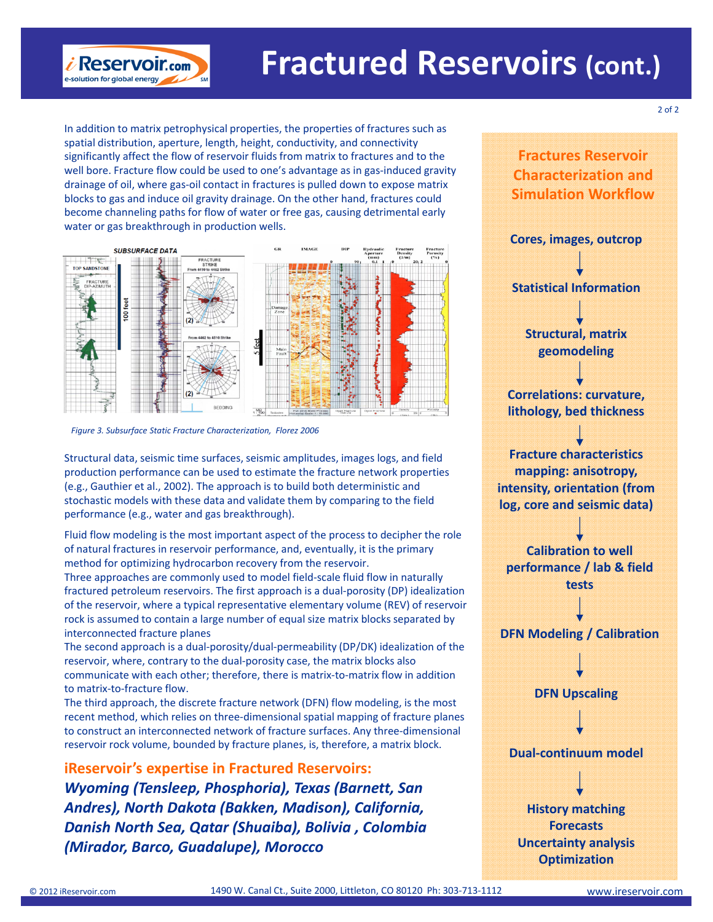# Fractured Reservoirs (cont.)

In addition to matrix petrophysical properties, the properties of fractures such as spatial distribution, aperture, length, height, conductivity, and connectivity significantly affect the flow of reservoir fluids from matrix to fractures and to the well bore. Fracture flow could be used to one's advantage as in gas-induced gravity drainage of oil, where gas-oil contact in fractures is pulled down to expose matrix blocks to gas and induce oil gravity drainage. On the other hand, fractures could become channeling paths for flow of water or free gas, causing detrimental early water or gas breakthrough in production wells.

SUBSURFACE DATA

TOP SANDSTONE

FRACTURE DIP-AZIMUTH

100 feet

FRACTURE STRIKE From 4410 to 4462 Strike

(2)

From 4462 to 4510 Strike

(2)

BEDDING

GR

IMAGE

DIP

Hydraulic Aperture (mm)

Fracture Density (1/m)

Fracture Porosity (%)

Damage Zone

Main Fault

5 feet

*Figure 3. Subsurface Static Fracture Characterization, Florez 2006*

Structural data, seismic time surfaces, seismic amplitudes, images logs, and field production performance can be used to estimate the fracture network properties (e.g., Gauthier et al., 2002). The approach is to build both deterministic and stochastic models with these data and validate them by comparing to the field performance (e.g., water and gas breakthrough).

Fluid flow modeling is the most important aspect of the process to decipher the role of natural fractures in reservoir performance, and, eventually, it is the primary method for optimizing hydrocarbon recovery from the reservoir.

Three approaches are commonly used to model field-scale fluid flow in naturally fractured petroleum reservoirs. The first approach is a dual-porosity (DP) idealization of the reservoir, where a typical representative elementary volume (REV) of reservoir rock is assumed to contain a large number of equal size matrix blocks separated by interconnected fracture planes

The second approach is a dual-porosity/dual-permeability (DP/DK) idealization of the reservoir, where, contrary to the dual-porosity case, the matrix blocks also communicate with each other; therefore, there is matrix-to-matrix flow in addition to matrix-to-fracture flow.

The third approach, the discrete fracture network (DFN) flow modeling, is the most recent method, which relies on three-dimensional spatial mapping of fracture planes to construct an interconnected network of fracture surfaces. Any three-dimensional reservoir rock volume, bounded by fracture planes, is, therefore, a matrix block.

## iReservoir's expertise in Fractured Reservoirs:

***Wyoming (Tensleep, Phosphoria), Texas (Barnett, San Andres), North Dakota (Bakken, Madison), California, Danish North Sea, Qatar (Shuaiba), Bolivia , Colombia (Mirador, Barco, Guadalupe), Morocco***

## Fractures Reservoir Characterization and Simulation Workflow

**Cores, images, outcrop**

↓

**Statistical Information**

↓

**Structural, matrix geomodeling**

↓

**Correlations: curvature, lithology, bed thickness**

↓

**Fracture characteristics mapping: anisotropy, intensity, orientation (from log, core and seismic data)**

↓

**Calibration to well performance / lab & field tests**

↓

**DFN Modeling / Calibration**

↓

**DFN Upscaling**

↓

**Dual-continuum model**

↓

**History matching**
**Forecasts**
**Uncertainty analysis**
**Optimization**

© 2012 iReservoir.com 1490 W. Canal Ct., Suite 2000, Littleton, CO 80120 Ph: 303-713-1112 www.ireservoir.com